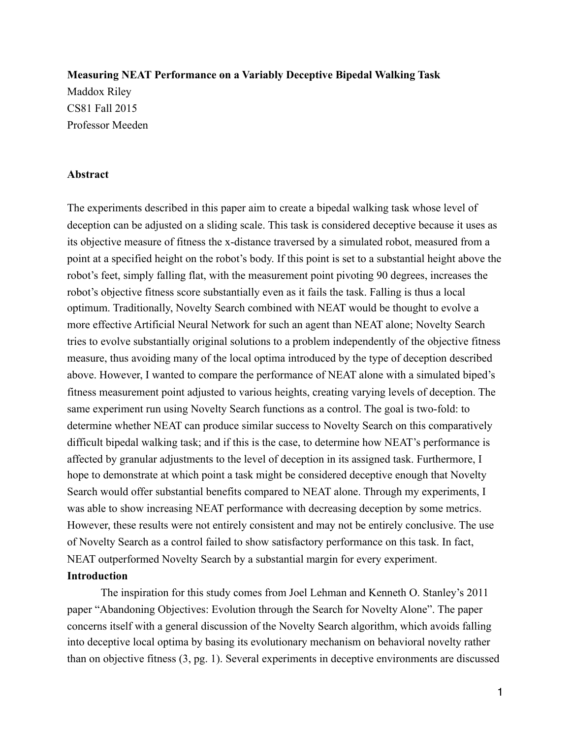**Measuring NEAT Performance on a Variably Deceptive Bipedal Walking Task**

Maddox Riley
CS81 Fall 2015
Professor Meeden

## Abstract

The experiments described in this paper aim to create a bipedal walking task whose level of deception can be adjusted on a sliding scale. This task is considered deceptive because it uses as its objective measure of fitness the x-distance traversed by a simulated robot, measured from a point at a specified height on the robot's body. If this point is set to a substantial height above the robot's feet, simply falling flat, with the measurement point pivoting 90 degrees, increases the robot's objective fitness score substantially even as it fails the task. Falling is thus a local optimum. Traditionally, Novelty Search combined with NEAT would be thought to evolve a more effective Artificial Neural Network for such an agent than NEAT alone; Novelty Search tries to evolve substantially original solutions to a problem independently of the objective fitness measure, thus avoiding many of the local optima introduced by the type of deception described above. However, I wanted to compare the performance of NEAT alone with a simulated biped's fitness measurement point adjusted to various heights, creating varying levels of deception. The same experiment run using Novelty Search functions as a control. The goal is two-fold: to determine whether NEAT can produce similar success to Novelty Search on this comparatively difficult bipedal walking task; and if this is the case, to determine how NEAT's performance is affected by granular adjustments to the level of deception in its assigned task. Furthermore, I hope to demonstrate at which point a task might be considered deceptive enough that Novelty Search would offer substantial benefits compared to NEAT alone. Through my experiments, I was able to show increasing NEAT performance with decreasing deception by some metrics. However, these results were not entirely consistent and may not be entirely conclusive. The use of Novelty Search as a control failed to show satisfactory performance on this task. In fact, NEAT outperformed Novelty Search by a substantial margin for every experiment.

## Introduction

The inspiration for this study comes from Joel Lehman and Kenneth O. Stanley's 2011 paper "Abandoning Objectives: Evolution through the Search for Novelty Alone". The paper concerns itself with a general discussion of the Novelty Search algorithm, which avoids falling into deceptive local optima by basing its evolutionary mechanism on behavioral novelty rather than on objective fitness (3, pg. 1). Several experiments in deceptive environments are discussed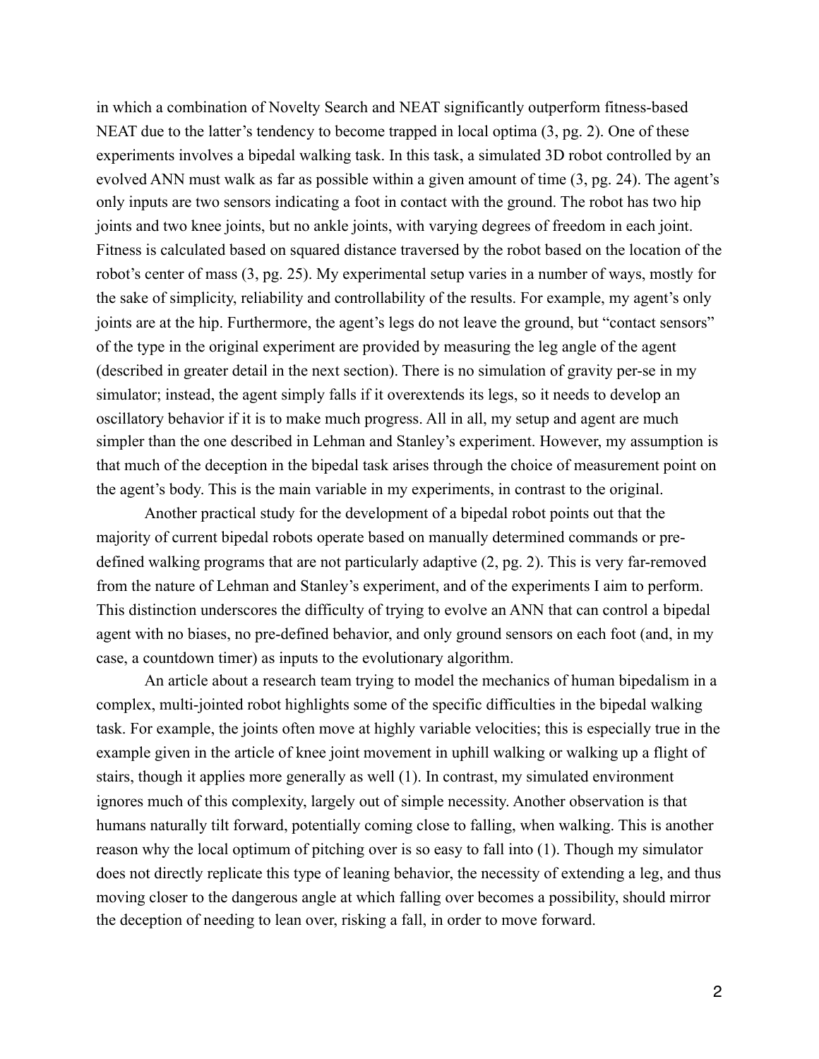in which a combination of Novelty Search and NEAT significantly outperform fitness-based NEAT due to the latter's tendency to become trapped in local optima (3, pg. 2). One of these experiments involves a bipedal walking task. In this task, a simulated 3D robot controlled by an evolved ANN must walk as far as possible within a given amount of time (3, pg. 24). The agent's only inputs are two sensors indicating a foot in contact with the ground. The robot has two hip joints and two knee joints, but no ankle joints, with varying degrees of freedom in each joint. Fitness is calculated based on squared distance traversed by the robot based on the location of the robot's center of mass (3, pg. 25). My experimental setup varies in a number of ways, mostly for the sake of simplicity, reliability and controllability of the results. For example, my agent's only joints are at the hip. Furthermore, the agent's legs do not leave the ground, but "contact sensors" of the type in the original experiment are provided by measuring the leg angle of the agent (described in greater detail in the next section). There is no simulation of gravity per-se in my simulator; instead, the agent simply falls if it overextends its legs, so it needs to develop an oscillatory behavior if it is to make much progress. All in all, my setup and agent are much simpler than the one described in Lehman and Stanley's experiment. However, my assumption is that much of the deception in the bipedal task arises through the choice of measurement point on the agent's body. This is the main variable in my experiments, in contrast to the original.

Another practical study for the development of a bipedal robot points out that the majority of current bipedal robots operate based on manually determined commands or pre-defined walking programs that are not particularly adaptive (2, pg. 2). This is very far-removed from the nature of Lehman and Stanley's experiment, and of the experiments I aim to perform. This distinction underscores the difficulty of trying to evolve an ANN that can control a bipedal agent with no biases, no pre-defined behavior, and only ground sensors on each foot (and, in my case, a countdown timer) as inputs to the evolutionary algorithm.

An article about a research team trying to model the mechanics of human bipedalism in a complex, multi-jointed robot highlights some of the specific difficulties in the bipedal walking task. For example, the joints often move at highly variable velocities; this is especially true in the example given in the article of knee joint movement in uphill walking or walking up a flight of stairs, though it applies more generally as well (1). In contrast, my simulated environment ignores much of this complexity, largely out of simple necessity. Another observation is that humans naturally tilt forward, potentially coming close to falling, when walking. This is another reason why the local optimum of pitching over is so easy to fall into (1). Though my simulator does not directly replicate this type of leaning behavior, the necessity of extending a leg, and thus moving closer to the dangerous angle at which falling over becomes a possibility, should mirror the deception of needing to lean over, risking a fall, in order to move forward.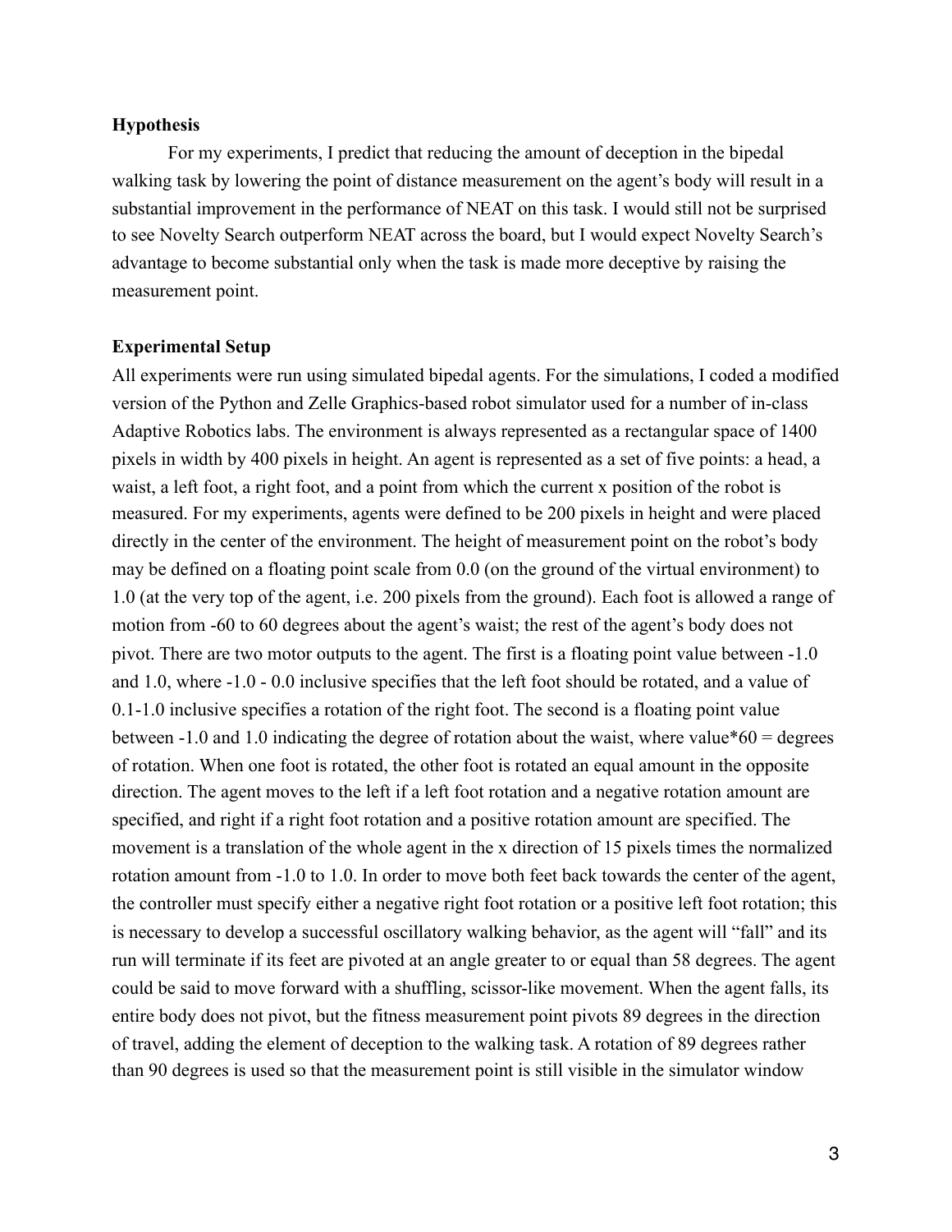**Hypothesis**

For my experiments, I predict that reducing the amount of deception in the bipedal walking task by lowering the point of distance measurement on the agent's body will result in a substantial improvement in the performance of NEAT on this task. I would still not be surprised to see Novelty Search outperform NEAT across the board, but I would expect Novelty Search's advantage to become substantial only when the task is made more deceptive by raising the measurement point.

**Experimental Setup**

All experiments were run using simulated bipedal agents. For the simulations, I coded a modified version of the Python and Zelle Graphics-based robot simulator used for a number of in-class Adaptive Robotics labs. The environment is always represented as a rectangular space of 1400 pixels in width by 400 pixels in height. An agent is represented as a set of five points: a head, a waist, a left foot, a right foot, and a point from which the current x position of the robot is measured. For my experiments, agents were defined to be 200 pixels in height and were placed directly in the center of the environment. The height of measurement point on the robot's body may be defined on a floating point scale from 0.0 (on the ground of the virtual environment) to 1.0 (at the very top of the agent, i.e. 200 pixels from the ground). Each foot is allowed a range of motion from -60 to 60 degrees about the agent's waist; the rest of the agent's body does not pivot. There are two motor outputs to the agent. The first is a floating point value between -1.0 and 1.0, where -1.0 - 0.0 inclusive specifies that the left foot should be rotated, and a value of 0.1-1.0 inclusive specifies a rotation of the right foot. The second is a floating point value between -1.0 and 1.0 indicating the degree of rotation about the waist, where value*60 = degrees of rotation. When one foot is rotated, the other foot is rotated an equal amount in the opposite direction. The agent moves to the left if a left foot rotation and a negative rotation amount are specified, and right if a right foot rotation and a positive rotation amount are specified. The movement is a translation of the whole agent in the x direction of 15 pixels times the normalized rotation amount from -1.0 to 1.0. In order to move both feet back towards the center of the agent, the controller must specify either a negative right foot rotation or a positive left foot rotation; this is necessary to develop a successful oscillatory walking behavior, as the agent will "fall" and its run will terminate if its feet are pivoted at an angle greater to or equal than 58 degrees. The agent could be said to move forward with a shuffling, scissor-like movement. When the agent falls, its entire body does not pivot, but the fitness measurement point pivots 89 degrees in the direction of travel, adding the element of deception to the walking task. A rotation of 89 degrees rather than 90 degrees is used so that the measurement point is still visible in the simulator window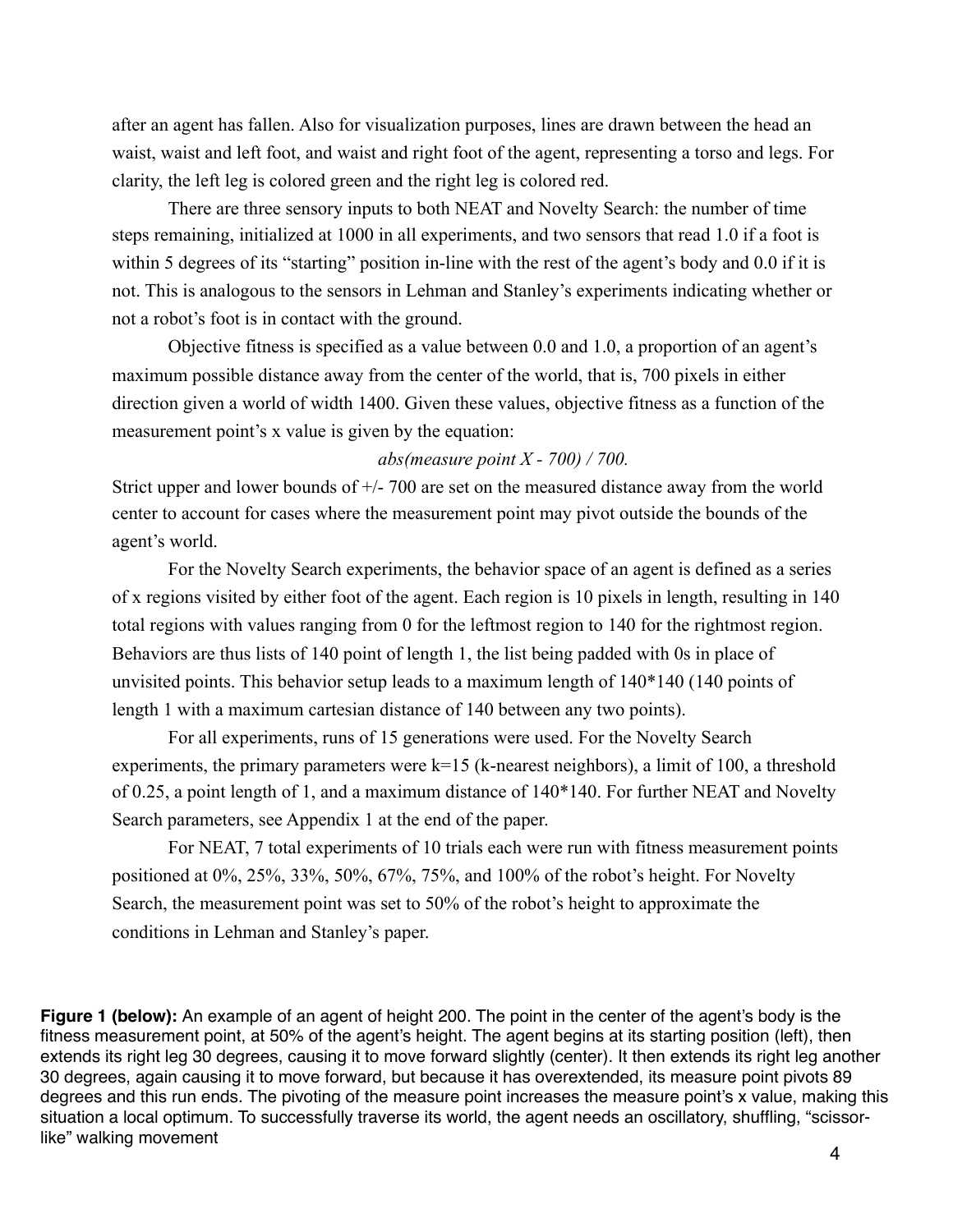after an agent has fallen. Also for visualization purposes, lines are drawn between the head an waist, waist and left foot, and waist and right foot of the agent, representing a torso and legs. For clarity, the left leg is colored green and the right leg is colored red.

There are three sensory inputs to both NEAT and Novelty Search: the number of time steps remaining, initialized at 1000 in all experiments, and two sensors that read 1.0 if a foot is within 5 degrees of its "starting" position in-line with the rest of the agent's body and 0.0 if it is not. This is analogous to the sensors in Lehman and Stanley's experiments indicating whether or not a robot's foot is in contact with the ground.

Objective fitness is specified as a value between 0.0 and 1.0, a proportion of an agent's maximum possible distance away from the center of the world, that is, 700 pixels in either direction given a world of width 1400. Given these values, objective fitness as a function of the measurement point's x value is given by the equation:

*abs(measure point X - 700) / 700.*

Strict upper and lower bounds of +/- 700 are set on the measured distance away from the world center to account for cases where the measurement point may pivot outside the bounds of the agent's world.

For the Novelty Search experiments, the behavior space of an agent is defined as a series of x regions visited by either foot of the agent. Each region is 10 pixels in length, resulting in 140 total regions with values ranging from 0 for the leftmost region to 140 for the rightmost region. Behaviors are thus lists of 140 point of length 1, the list being padded with 0s in place of unvisited points. This behavior setup leads to a maximum length of 140*140 (140 points of length 1 with a maximum cartesian distance of 140 between any two points).

For all experiments, runs of 15 generations were used. For the Novelty Search experiments, the primary parameters were k=15 (k-nearest neighbors), a limit of 100, a threshold of 0.25, a point length of 1, and a maximum distance of 140*140. For further NEAT and Novelty Search parameters, see Appendix 1 at the end of the paper.

For NEAT, 7 total experiments of 10 trials each were run with fitness measurement points positioned at 0%, 25%, 33%, 50%, 67%, 75%, and 100% of the robot's height. For Novelty Search, the measurement point was set to 50% of the robot's height to approximate the conditions in Lehman and Stanley's paper.

**Figure 1 (below):** An example of an agent of height 200. The point in the center of the agent's body is the fitness measurement point, at 50% of the agent's height. The agent begins at its starting position (left), then extends its right leg 30 degrees, causing it to move forward slightly (center). It then extends its right leg another 30 degrees, again causing it to move forward, but because it has overextended, its measure point pivots 89 degrees and this run ends. The pivoting of the measure point increases the measure point's x value, making this situation a local optimum. To successfully traverse its world, the agent needs an oscillatory, shuffling, "scissor-like" walking movement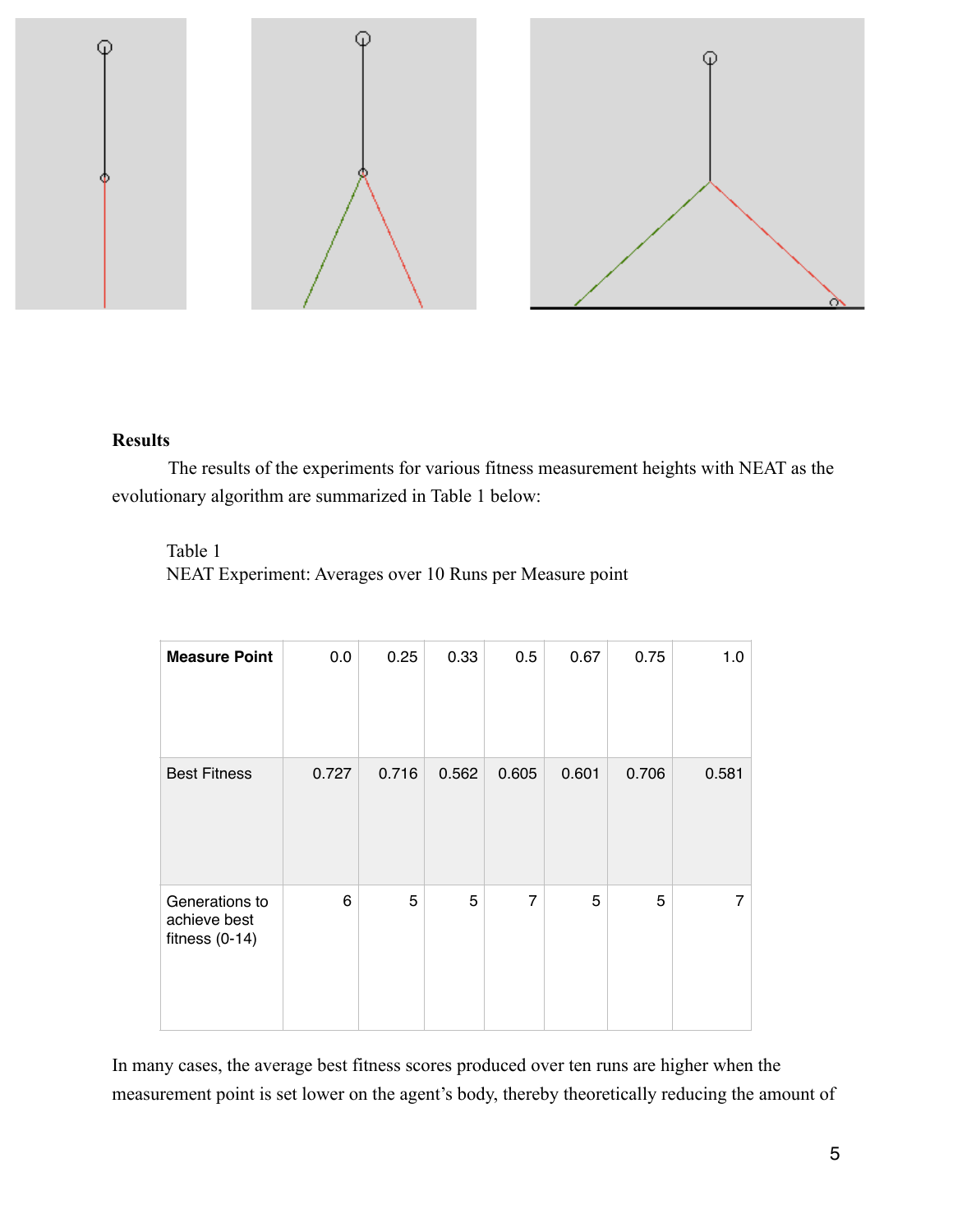**Results**

The results of the experiments for various fitness measurement heights with NEAT as the evolutionary algorithm are summarized in Table 1 below:

Table 1
NEAT Experiment: Averages over 10 Runs per Measure point

| **Measure Point** | 0.0 | 0.25 | 0.33 | 0.5 | 0.67 | 0.75 | 1.0 |
|---|---|---|---|---|---|---|---|
| Best Fitness | 0.727 | 0.716 | 0.562 | 0.605 | 0.601 | 0.706 | 0.581 |
| Generations to achieve best fitness (0-14) | 6 | 5 | 5 | 7 | 5 | 5 | 7 |

In many cases, the average best fitness scores produced over ten runs are higher when the measurement point is set lower on the agent's body, thereby theoretically reducing the amount of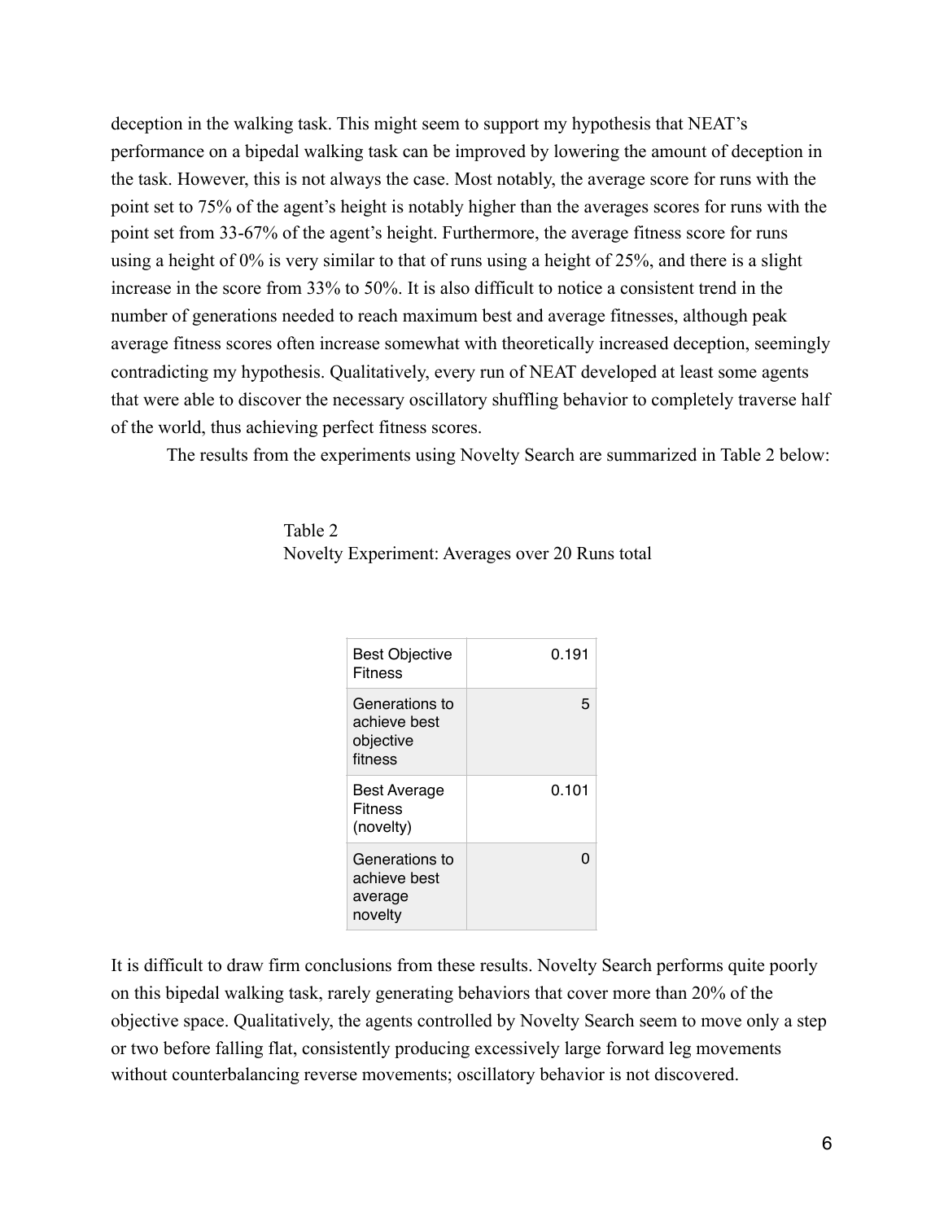deception in the walking task. This might seem to support my hypothesis that NEAT's performance on a bipedal walking task can be improved by lowering the amount of deception in the task. However, this is not always the case. Most notably, the average score for runs with the point set to 75% of the agent's height is notably higher than the averages scores for runs with the point set from 33-67% of the agent's height. Furthermore, the average fitness score for runs using a height of 0% is very similar to that of runs using a height of 25%, and there is a slight increase in the score from 33% to 50%. It is also difficult to notice a consistent trend in the number of generations needed to reach maximum best and average fitnesses, although peak average fitness scores often increase somewhat with theoretically increased deception, seemingly contradicting my hypothesis. Qualitatively, every run of NEAT developed at least some agents that were able to discover the necessary oscillatory shuffling behavior to completely traverse half of the world, thus achieving perfect fitness scores.

The results from the experiments using Novelty Search are summarized in Table 2 below:

Table 2
Novelty Experiment: Averages over 20 Runs total

| | |
|---|---|
| Best Objective Fitness | 0.191 |
| Generations to achieve best objective fitness | 5 |
| Best Average Fitness (novelty) | 0.101 |
| Generations to achieve best average novelty | 0 |

It is difficult to draw firm conclusions from these results. Novelty Search performs quite poorly on this bipedal walking task, rarely generating behaviors that cover more than 20% of the objective space. Qualitatively, the agents controlled by Novelty Search seem to move only a step or two before falling flat, consistently producing excessively large forward leg movements without counterbalancing reverse movements; oscillatory behavior is not discovered.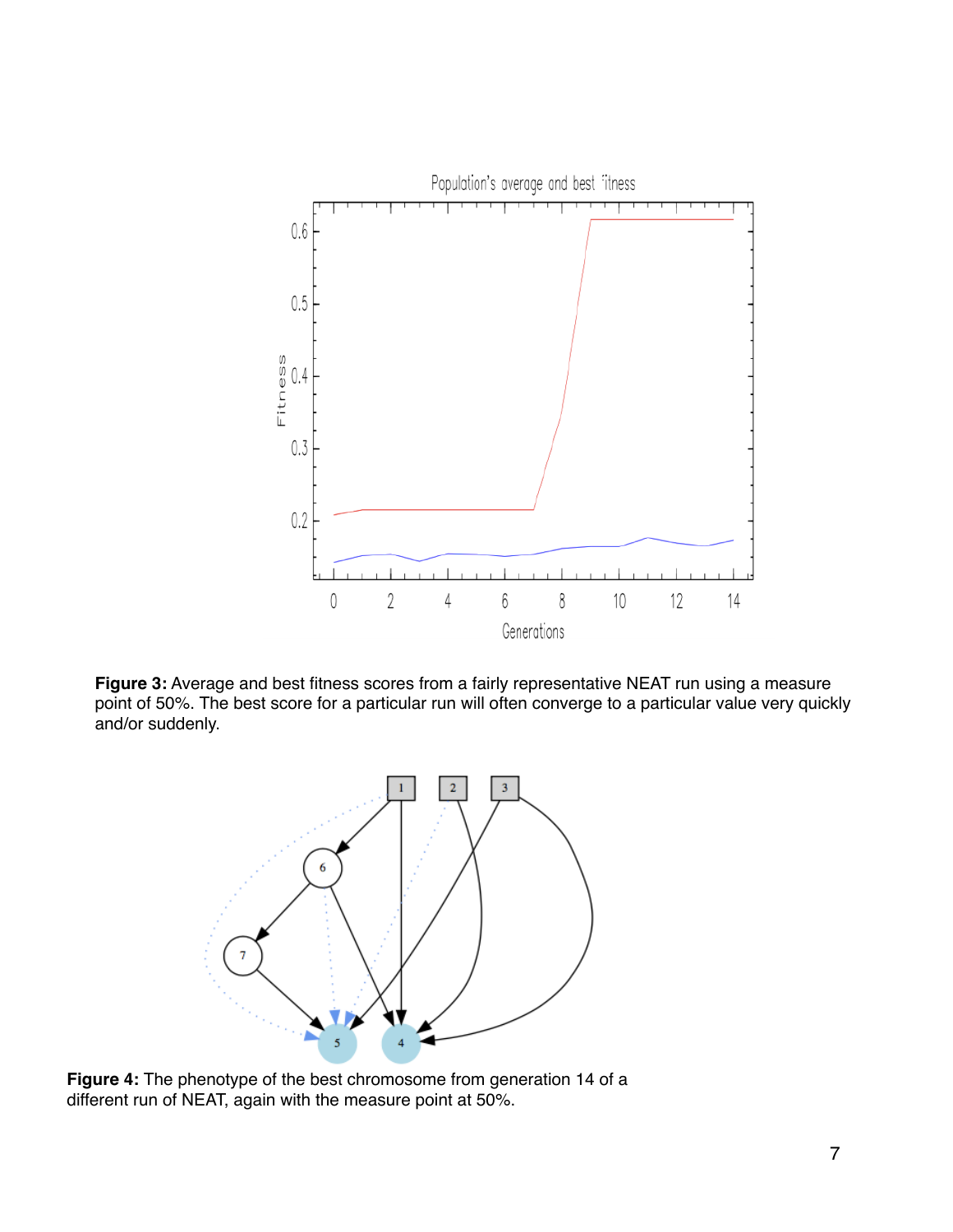**Figure 3:** Average and best fitness scores from a fairly representative NEAT run using a measure point of 50%. The best score for a particular run will often converge to a particular value very quickly and/or suddenly.

**Figure 4:** The phenotype of the best chromosome from generation 14 of a different run of NEAT, again with the measure point at 50%.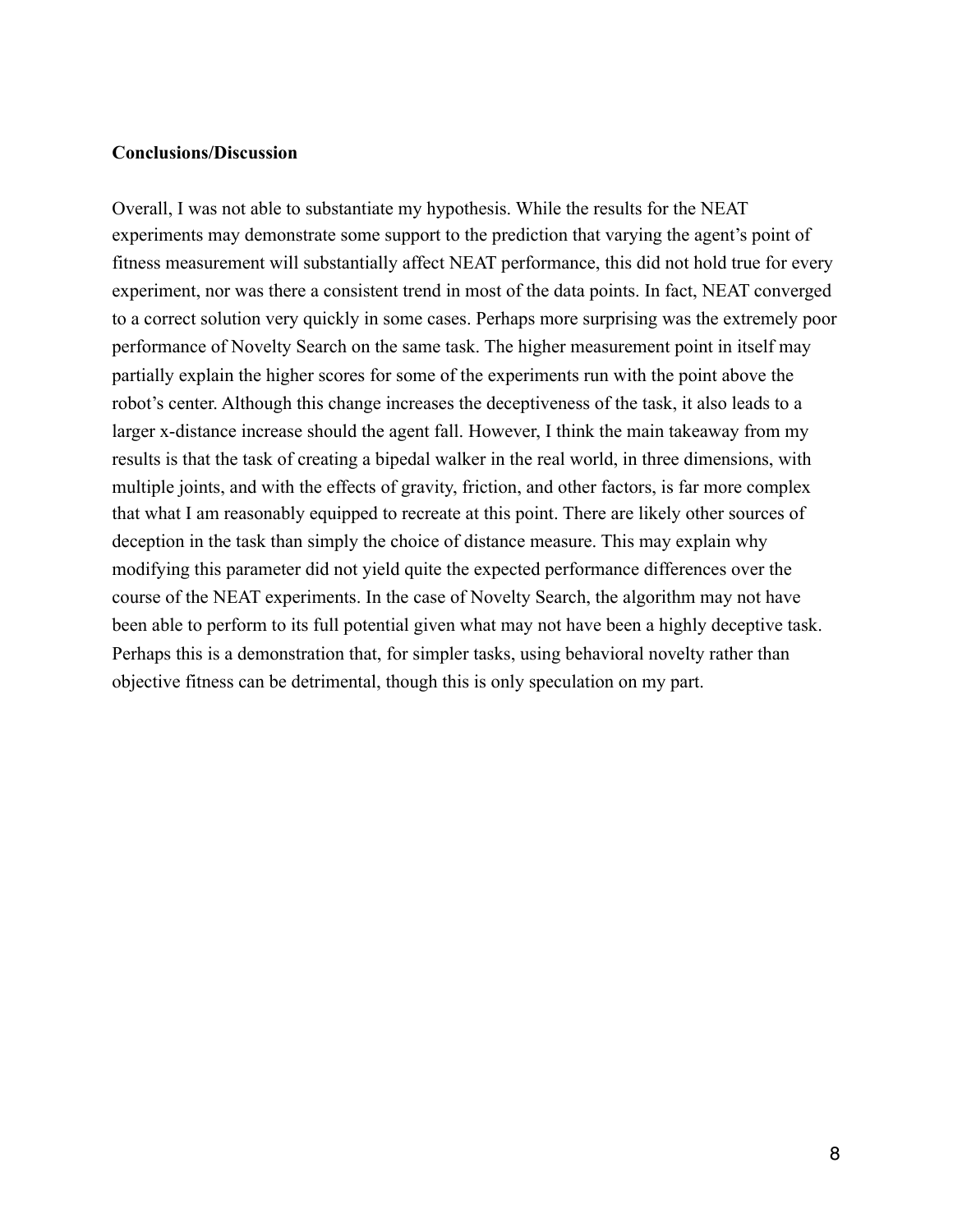**Conclusions/Discussion**

Overall, I was not able to substantiate my hypothesis. While the results for the NEAT experiments may demonstrate some support to the prediction that varying the agent's point of fitness measurement will substantially affect NEAT performance, this did not hold true for every experiment, nor was there a consistent trend in most of the data points. In fact, NEAT converged to a correct solution very quickly in some cases. Perhaps more surprising was the extremely poor performance of Novelty Search on the same task. The higher measurement point in itself may partially explain the higher scores for some of the experiments run with the point above the robot's center. Although this change increases the deceptiveness of the task, it also leads to a larger x-distance increase should the agent fall. However, I think the main takeaway from my results is that the task of creating a bipedal walker in the real world, in three dimensions, with multiple joints, and with the effects of gravity, friction, and other factors, is far more complex that what I am reasonably equipped to recreate at this point. There are likely other sources of deception in the task than simply the choice of distance measure. This may explain why modifying this parameter did not yield quite the expected performance differences over the course of the NEAT experiments. In the case of Novelty Search, the algorithm may not have been able to perform to its full potential given what may not have been a highly deceptive task. Perhaps this is a demonstration that, for simpler tasks, using behavioral novelty rather than objective fitness can be detrimental, though this is only speculation on my part.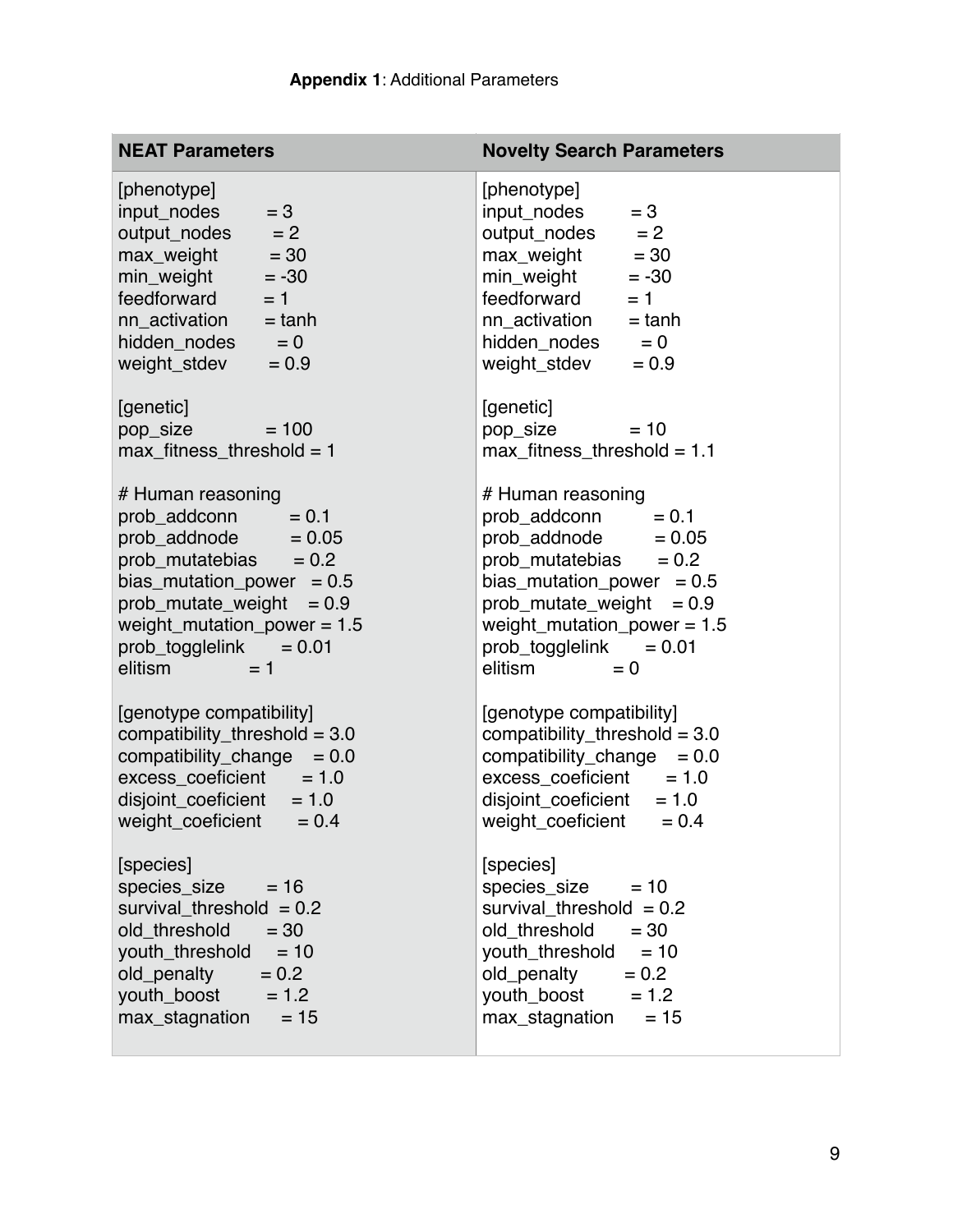**Appendix 1**: Additional Parameters

| **NEAT Parameters** | **Novelty Search Parameters** |
|---|---|
| [phenotype]<br>input_nodes = 3<br>output_nodes = 2<br>max_weight = 30<br>min_weight = -30<br>feedforward = 1<br>nn_activation = tanh<br>hidden_nodes = 0<br>weight_stdev = 0.9<br><br>[genetic]<br>pop_size = 100<br>max_fitness_threshold = 1<br><br># Human reasoning<br>prob_addconn = 0.1<br>prob_addnode = 0.05<br>prob_mutatebias = 0.2<br>bias_mutation_power = 0.5<br>prob_mutate_weight = 0.9<br>weight_mutation_power = 1.5<br>prob_togglelink = 0.01<br>elitism = 1<br><br>[genotype compatibility]<br>compatibility_threshold = 3.0<br>compatibility_change = 0.0<br>excess_coeficient = 1.0<br>disjoint_coeficient = 1.0<br>weight_coeficient = 0.4<br><br>[species]<br>species_size = 16<br>survival_threshold = 0.2<br>old_threshold = 30<br>youth_threshold = 10<br>old_penalty = 0.2<br>youth_boost = 1.2<br>max_stagnation = 15 | [phenotype]<br>input_nodes = 3<br>output_nodes = 2<br>max_weight = 30<br>min_weight = -30<br>feedforward = 1<br>nn_activation = tanh<br>hidden_nodes = 0<br>weight_stdev = 0.9<br><br>[genetic]<br>pop_size = 10<br>max_fitness_threshold = 1.1<br><br># Human reasoning<br>prob_addconn = 0.1<br>prob_addnode = 0.05<br>prob_mutatebias = 0.2<br>bias_mutation_power = 0.5<br>prob_mutate_weight = 0.9<br>weight_mutation_power = 1.5<br>prob_togglelink = 0.01<br>elitism = 0<br><br>[genotype compatibility]<br>compatibility_threshold = 3.0<br>compatibility_change = 0.0<br>excess_coeficient = 1.0<br>disjoint_coeficient = 1.0<br>weight_coeficient = 0.4<br><br>[species]<br>species_size = 10<br>survival_threshold = 0.2<br>old_threshold = 30<br>youth_threshold = 10<br>old_penalty = 0.2<br>youth_boost = 1.2<br>max_stagnation = 15 |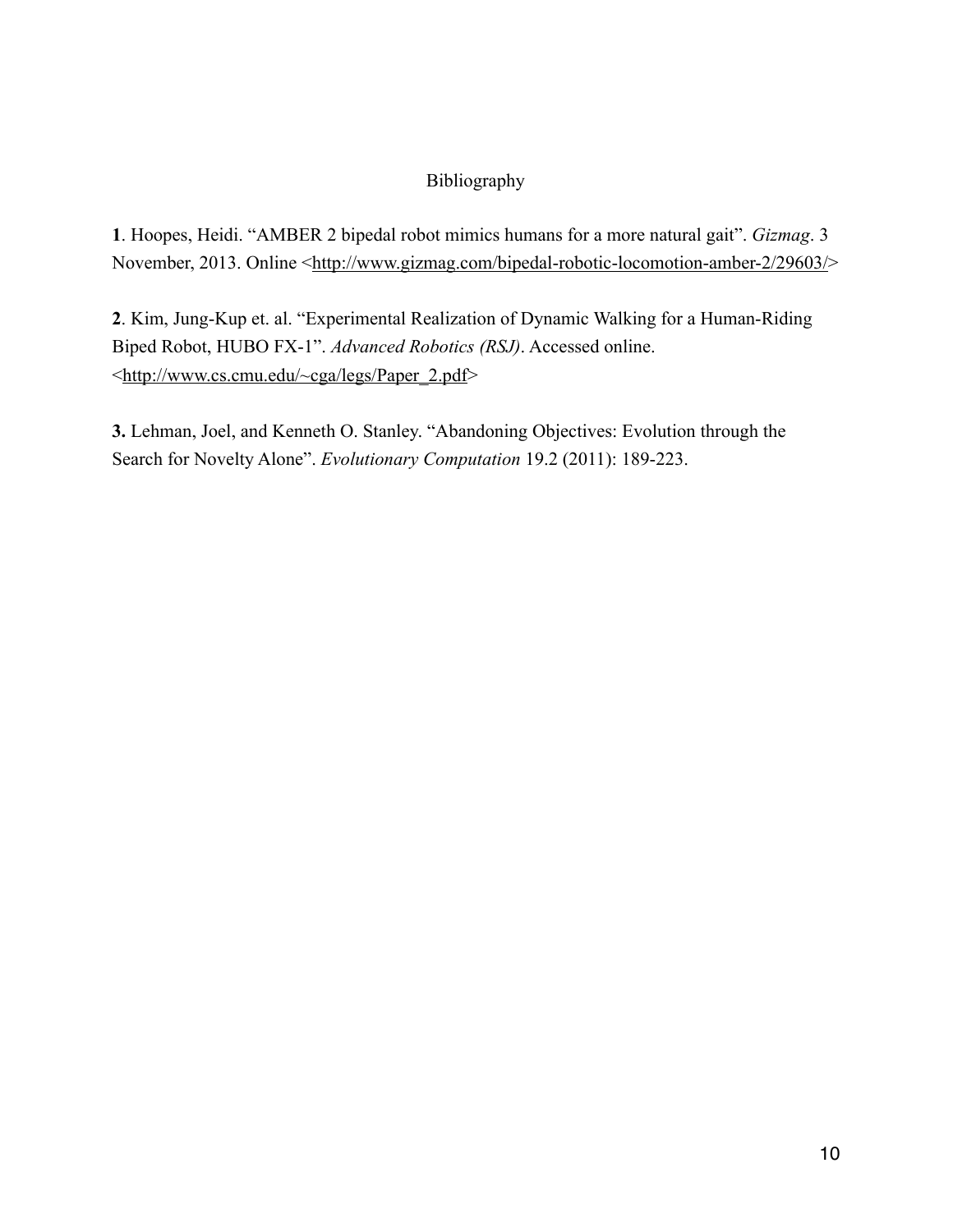# Bibliography

**1**. Hoopes, Heidi. "AMBER 2 bipedal robot mimics humans for a more natural gait". *Gizmag*. 3 November, 2013. Online <http://www.gizmag.com/bipedal-robotic-locomotion-amber-2/29603/>

**2**. Kim, Jung-Kup et. al. "Experimental Realization of Dynamic Walking for a Human-Riding Biped Robot, HUBO FX-1". *Advanced Robotics (RSJ)*. Accessed online. <http://www.cs.cmu.edu/~cga/legs/Paper_2.pdf>

**3.** Lehman, Joel, and Kenneth O. Stanley. "Abandoning Objectives: Evolution through the Search for Novelty Alone". *Evolutionary Computation* 19.2 (2011): 189-223.